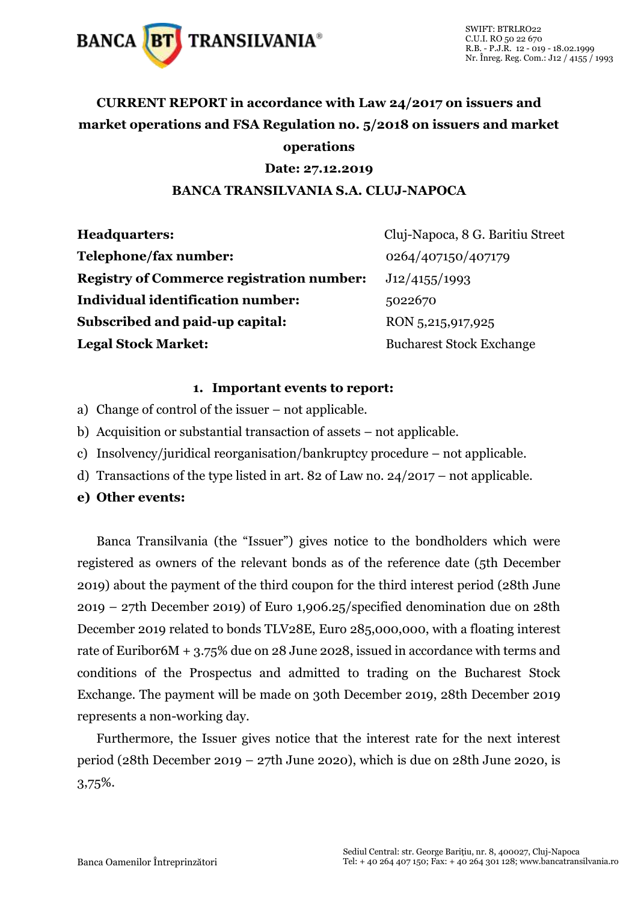BANCA TRANSILVANIA®

SWIFT: BTRLRO22
C.U.I. RO 50 22 670
R.B. - P.J.R. 12 - 019 - 18.02.1999
Nr. Înreg. Reg. Com.: J12 / 4155 / 1993

**CURRENT REPORT in accordance with Law 24/2017 on issuers and market operations and FSA Regulation no. 5/2018 on issuers and market operations**

**Date: 27.12.2019**

**BANCA TRANSILVANIA S.A. CLUJ-NAPOCA**

| | |
|---|---|
| **Headquarters:** | Cluj-Napoca, 8 G. Baritiu Street |
| **Telephone/fax number:** | 0264/407150/407179 |
| **Registry of Commerce registration number:** | J12/4155/1993 |
| **Individual identification number:** | 5022670 |
| **Subscribed and paid-up capital:** | RON 5,215,917,925 |
| **Legal Stock Market:** | Bucharest Stock Exchange |

1. **Important events to report:**

a) Change of control of the issuer – not applicable.

b) Acquisition or substantial transaction of assets – not applicable.

c) Insolvency/juridical reorganisation/bankruptcy procedure – not applicable.

d) Transactions of the type listed in art. 82 of Law no. 24/2017 – not applicable.

**e) Other events:**

Banca Transilvania (the "Issuer") gives notice to the bondholders which were registered as owners of the relevant bonds as of the reference date (5th December 2019) about the payment of the third coupon for the third interest period (28th June 2019 – 27th December 2019) of Euro 1,906.25/specified denomination due on 28th December 2019 related to bonds TLV28E, Euro 285,000,000, with a floating interest rate of Euribor6M + 3.75% due on 28 June 2028, issued in accordance with terms and conditions of the Prospectus and admitted to trading on the Bucharest Stock Exchange. The payment will be made on 30th December 2019, 28th December 2019 represents a non-working day.

Furthermore, the Issuer gives notice that the interest rate for the next interest period (28th December 2019 – 27th June 2020), which is due on 28th June 2020, is 3,75%.

Banca Oamenilor Întreprinzători

Sediul Central: str. George Barițiu, nr. 8, 400027, Cluj-Napoca
Tel: + 40 264 407 150; Fax: + 40 264 301 128; www.bancatransilvania.ro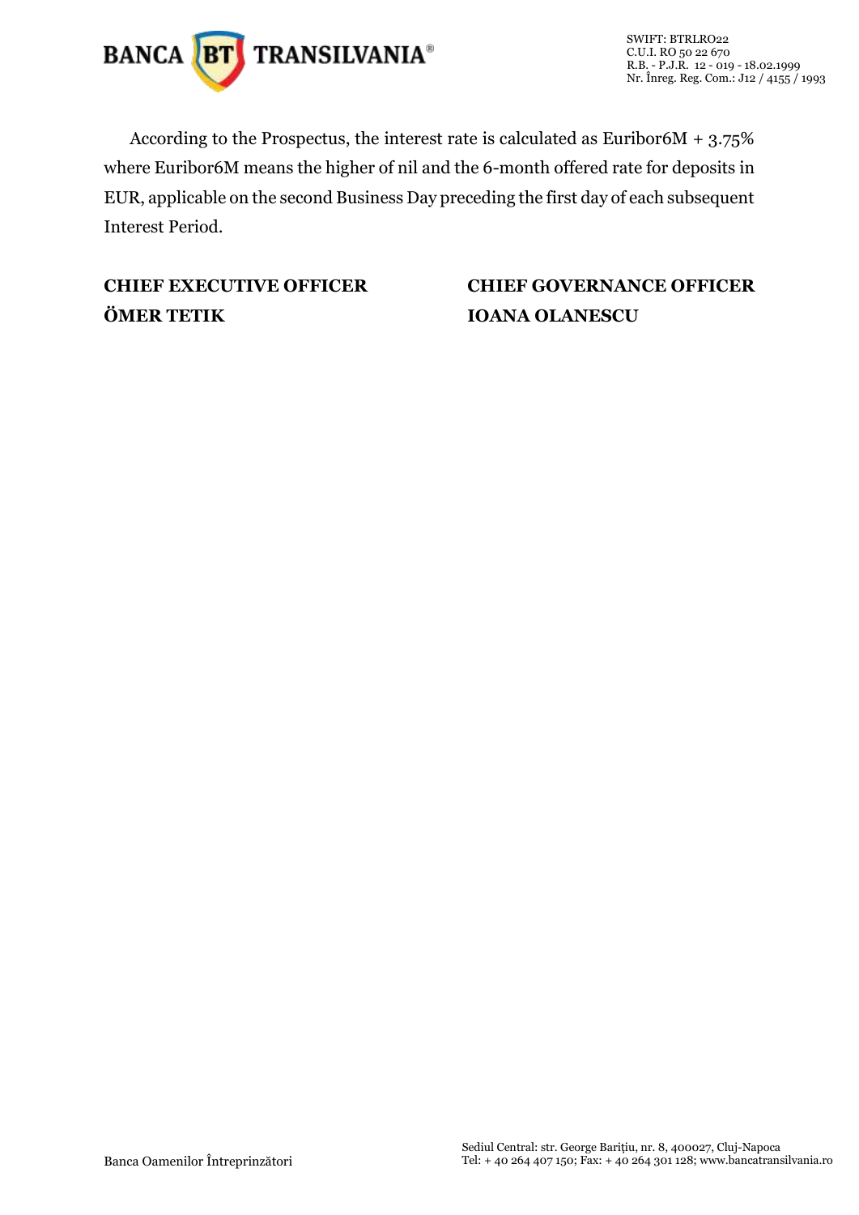According to the Prospectus, the interest rate is calculated as Euribor6M + 3.75% where Euribor6M means the higher of nil and the 6-month offered rate for deposits in EUR, applicable on the second Business Day preceding the first day of each subsequent Interest Period.

| | |
|---|---|
| **CHIEF EXECUTIVE OFFICER** | **CHIEF GOVERNANCE OFFICER** |
| **ÖMER TETIK** | **IOANA OLANESCU** |